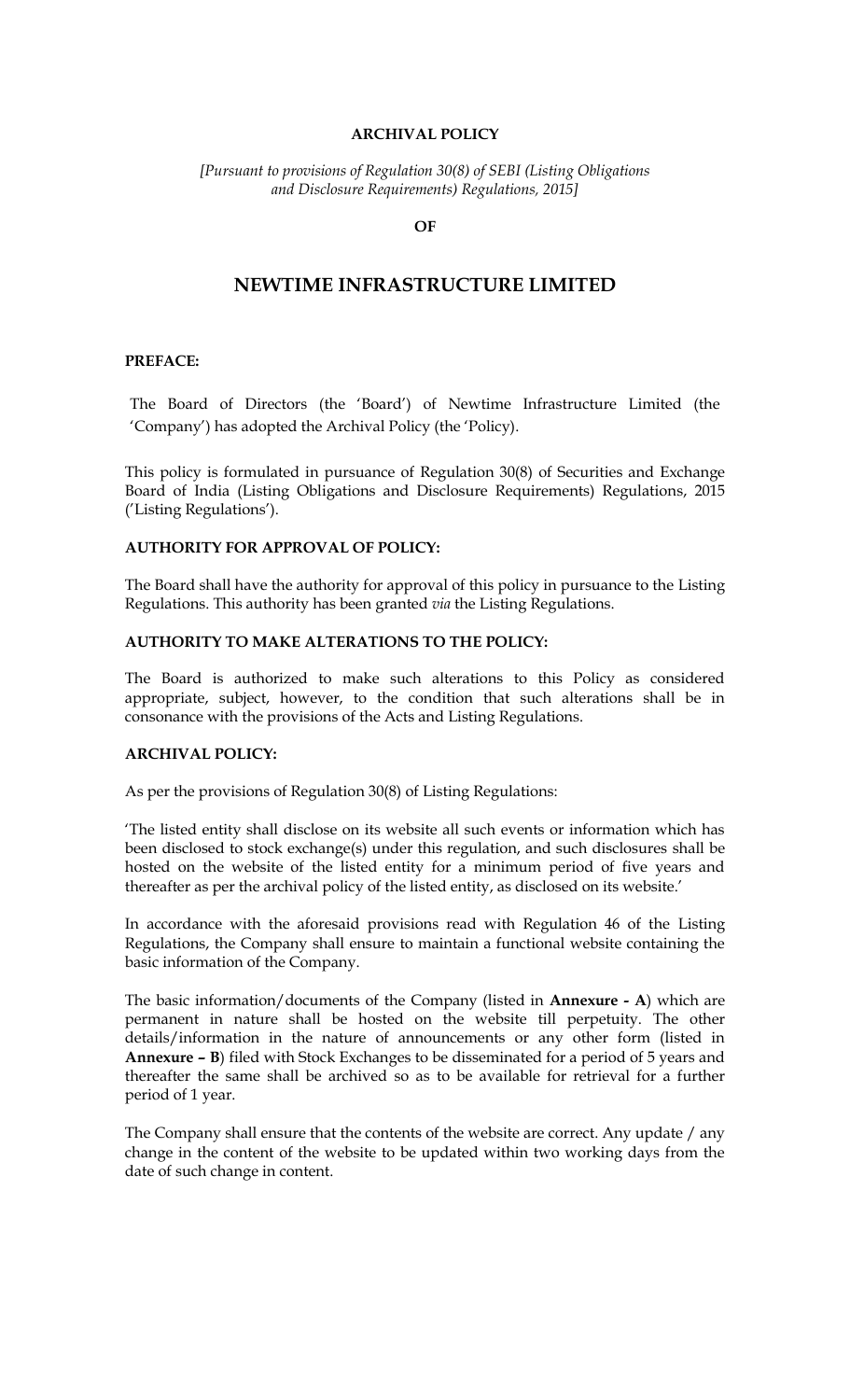**ARCHIVAL POLICY**

*[Pursuant to provisions of Regulation 30(8) of SEBI (Listing Obligations and Disclosure Requirements) Regulations, 2015]*

**OF**

# NEWTIME INFRASTRUCTURE LIMITED

**PREFACE:**

The Board of Directors (the 'Board') of Newtime Infrastructure Limited (the 'Company') has adopted the Archival Policy (the 'Policy).

This policy is formulated in pursuance of Regulation 30(8) of Securities and Exchange Board of India (Listing Obligations and Disclosure Requirements) Regulations, 2015 ('Listing Regulations').

**AUTHORITY FOR APPROVAL OF POLICY:**

The Board shall have the authority for approval of this policy in pursuance to the Listing Regulations. This authority has been granted *via* the Listing Regulations.

**AUTHORITY TO MAKE ALTERATIONS TO THE POLICY:**

The Board is authorized to make such alterations to this Policy as considered appropriate, subject, however, to the condition that such alterations shall be in consonance with the provisions of the Acts and Listing Regulations.

**ARCHIVAL POLICY:**

As per the provisions of Regulation 30(8) of Listing Regulations:

'The listed entity shall disclose on its website all such events or information which has been disclosed to stock exchange(s) under this regulation, and such disclosures shall be hosted on the website of the listed entity for a minimum period of five years and thereafter as per the archival policy of the listed entity, as disclosed on its website.'

In accordance with the aforesaid provisions read with Regulation 46 of the Listing Regulations, the Company shall ensure to maintain a functional website containing the basic information of the Company.

The basic information/documents of the Company (listed in **Annexure - A**) which are permanent in nature shall be hosted on the website till perpetuity. The other details/information in the nature of announcements or any other form (listed in **Annexure – B**) filed with Stock Exchanges to be disseminated for a period of 5 years and thereafter the same shall be archived so as to be available for retrieval for a further period of 1 year.

The Company shall ensure that the contents of the website are correct. Any update / any change in the content of the website to be updated within two working days from the date of such change in content.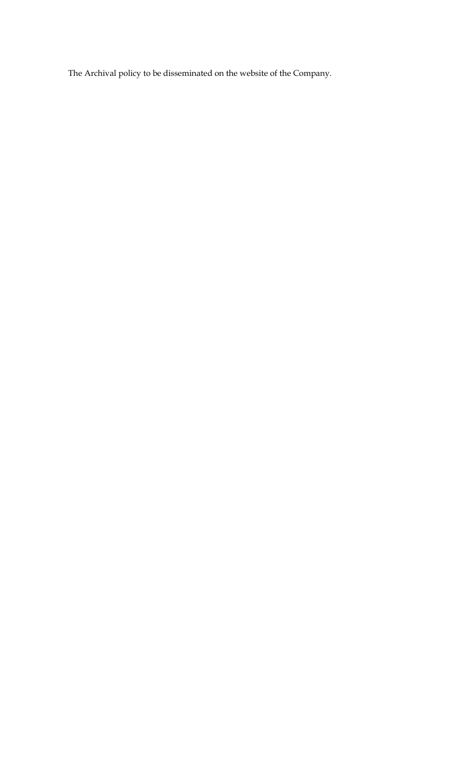The Archival policy to be disseminated on the website of the Company.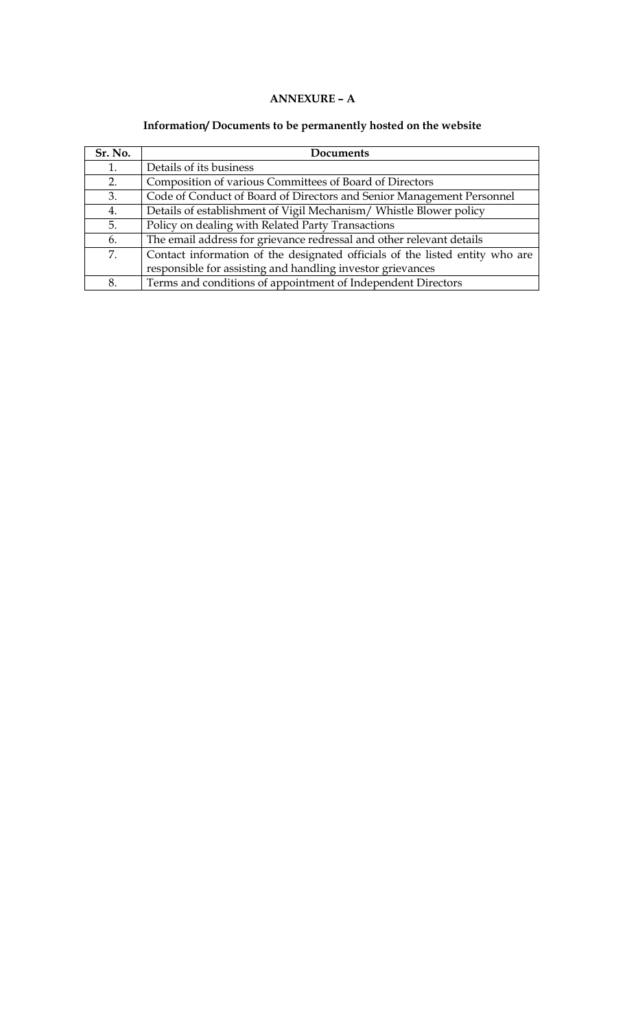# ANNEXURE – A

## Information/ Documents to be permanently hosted on the website

| Sr. No. | Documents |
|---|---|
| 1. | Details of its business |
| 2. | Composition of various Committees of Board of Directors |
| 3. | Code of Conduct of Board of Directors and Senior Management Personnel |
| 4. | Details of establishment of Vigil Mechanism/ Whistle Blower policy |
| 5. | Policy on dealing with Related Party Transactions |
| 6. | The email address for grievance redressal and other relevant details |
| 7. | Contact information of the designated officials of the listed entity who are responsible for assisting and handling investor grievances |
| 8. | Terms and conditions of appointment of Independent Directors |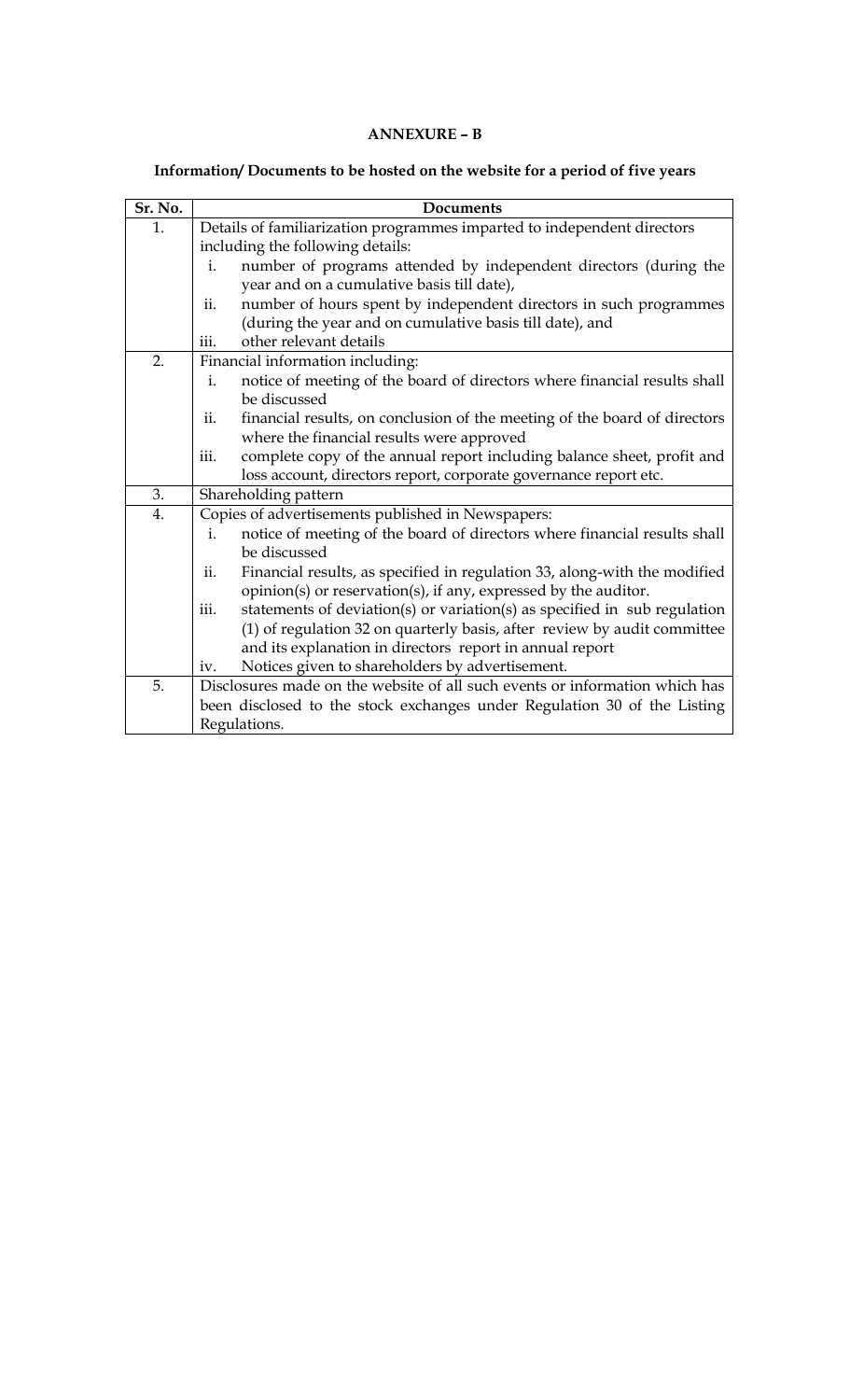**ANNEXURE – B**

**Information/ Documents to be hosted on the website for a period of five years**

| Sr. No. | Documents |
|---|---|
| 1. | Details of familiarization programmes imparted to independent directors including the following details:<br>i. number of programs attended by independent directors (during the year and on a cumulative basis till date),<br>ii. number of hours spent by independent directors in such programmes (during the year and on cumulative basis till date), and<br>iii. other relevant details |
| 2. | Financial information including:<br>i. notice of meeting of the board of directors where financial results shall be discussed<br>ii. financial results, on conclusion of the meeting of the board of directors where the financial results were approved<br>iii. complete copy of the annual report including balance sheet, profit and loss account, directors report, corporate governance report etc. |
| 3. | Shareholding pattern |
| 4. | Copies of advertisements published in Newspapers:<br>i. notice of meeting of the board of directors where financial results shall be discussed<br>ii. Financial results, as specified in regulation 33, along-with the modified opinion(s) or reservation(s), if any, expressed by the auditor.<br>iii. statements of deviation(s) or variation(s) as specified in sub regulation (1) of regulation 32 on quarterly basis, after review by audit committee and its explanation in directors report in annual report<br>iv. Notices given to shareholders by advertisement. |
| 5. | Disclosures made on the website of all such events or information which has been disclosed to the stock exchanges under Regulation 30 of the Listing Regulations. |